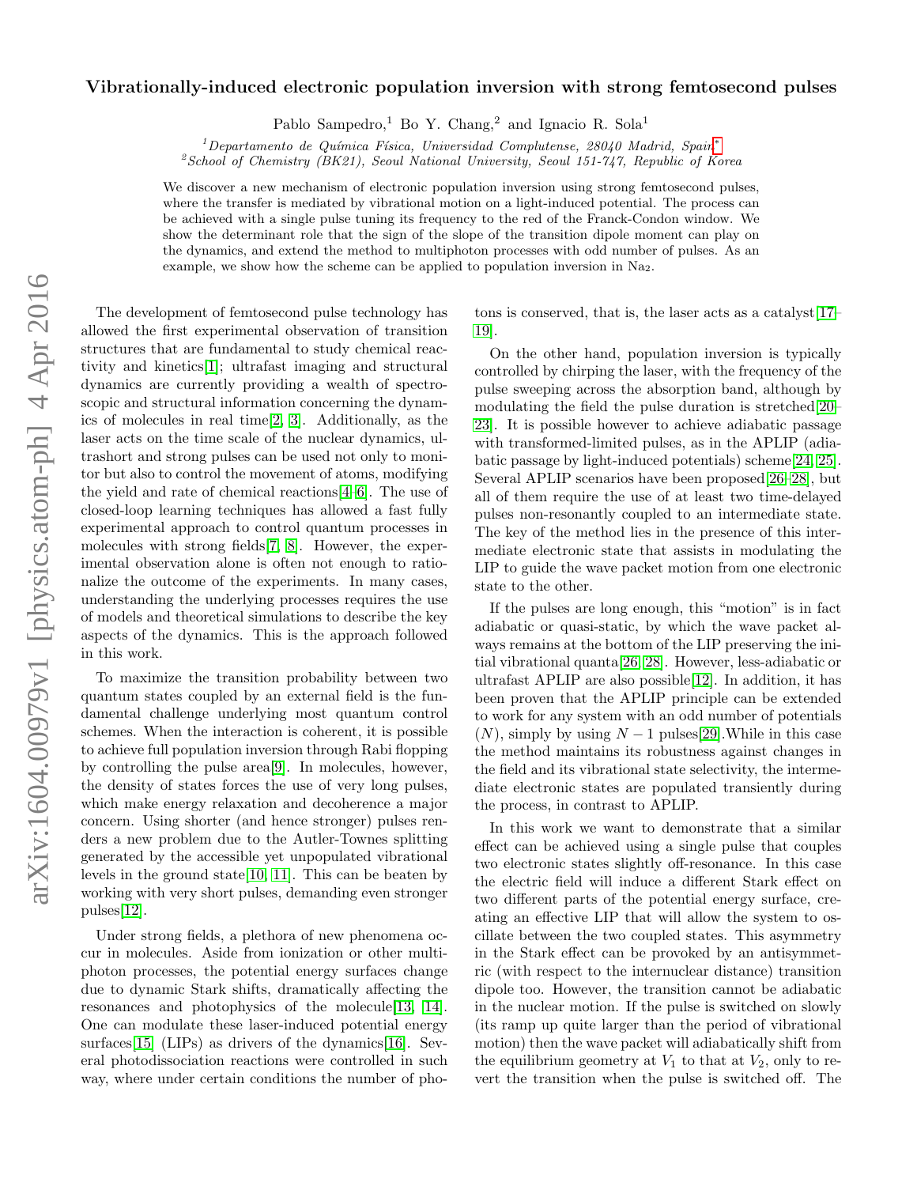# Vibrationally-induced electronic population inversion with strong femtosecond pulses

Pablo Sampedro,[1] Bo Y. Chang,[2] and Ignacio R. Sola[1]

[1] *Departamento de Química Física, Universidad Complutense, 28040 Madrid, Spain*[*]

[2] *School of Chemistry (BK21), Seoul National University, Seoul 151-747, Republic of Korea*

We discover a new mechanism of electronic population inversion using strong femtosecond pulses, where the transfer is mediated by vibrational motion on a light-induced potential. The process can be achieved with a single pulse tuning its frequency to the red of the Franck-Condon window. We show the determinant role that the sign of the slope of the transition dipole moment can play on the dynamics, and extend the method to multiphoton processes with odd number of pulses. As an example, we show how the scheme can be applied to population inversion in $Na_2$.

The development of femtosecond pulse technology has allowed the first experimental observation of transition structures that are fundamental to study chemical reactivity and kinetics[1]; ultrafast imaging and structural dynamics are currently providing a wealth of spectroscopic and structural information concerning the dynamics of molecules in real time[2, 3]. Additionally, as the laser acts on the time scale of the nuclear dynamics, ultrashort and strong pulses can be used not only to monitor but also to control the movement of atoms, modifying the yield and rate of chemical reactions[4–6]. The use of closed-loop learning techniques has allowed a fast fully experimental approach to control quantum processes in molecules with strong fields[7, 8]. However, the experimental observation alone is often not enough to rationalize the outcome of the experiments. In many cases, understanding the underlying processes requires the use of models and theoretical simulations to describe the key aspects of the dynamics. This is the approach followed in this work.

To maximize the transition probability between two quantum states coupled by an external field is the fundamental challenge underlying most quantum control schemes. When the interaction is coherent, it is possible to achieve full population inversion through Rabi flopping by controlling the pulse area[9]. In molecules, however, the density of states forces the use of very long pulses, which make energy relaxation and decoherence a major concern. Using shorter (and hence stronger) pulses renders a new problem due to the Autler-Townes splitting generated by the accessible yet unpopulated vibrational levels in the ground state[10, 11]. This can be beaten by working with very short pulses, demanding even stronger pulses[12].

Under strong fields, a plethora of new phenomena occur in molecules. Aside from ionization or other multiphoton processes, the potential energy surfaces change due to dynamic Stark shifts, dramatically affecting the resonances and photophysics of the molecule[13, 14]. One can modulate these laser-induced potential energy surfaces[15] (LIPs) as drivers of the dynamics[16]. Several photodissociation reactions were controlled in such way, where under certain conditions the number of photons is conserved, that is, the laser acts as a catalyst[17–19].

On the other hand, population inversion is typically controlled by chirping the laser, with the frequency of the pulse sweeping across the absorption band, although by modulating the field the pulse duration is stretched[20–23]. It is possible however to achieve adiabatic passage with transformed-limited pulses, as in the APLIP (adiabatic passage by light-induced potentials) scheme[24, 25]. Several APLIP scenarios have been proposed[26–28], but all of them require the use of at least two time-delayed pulses non-resonantly coupled to an intermediate state. The key of the method lies in the presence of this intermediate electronic state that assists in modulating the LIP to guide the wave packet motion from one electronic state to the other.

If the pulses are long enough, this "motion" is in fact adiabatic or quasi-static, by which the wave packet always remains at the bottom of the LIP preserving the initial vibrational quanta[26, 28]. However, less-adiabatic or ultrafast APLIP are also possible[12]. In addition, it has been proven that the APLIP principle can be extended to work for any system with an odd number of potentials ($N$), simply by using $N-1$ pulses[29]. While in this case the method maintains its robustness against changes in the field and its vibrational state selectivity, the intermediate electronic states are populated transiently during the process, in contrast to APLIP.

In this work we want to demonstrate that a similar effect can be achieved using a single pulse that couples two electronic states slightly off-resonance. In this case the electric field will induce a different Stark effect on two different parts of the potential energy surface, creating an effective LIP that will allow the system to oscillate between the two coupled states. This asymmetry in the Stark effect can be provoked by an antisymmetric (with respect to the internuclear distance) transition dipole too. However, the transition cannot be adiabatic in the nuclear motion. If the pulse is switched on slowly (its ramp up quite larger than the period of vibrational motion) then the wave packet will adiabatically shift from the equilibrium geometry at $V_1$ to that at $V_2$, only to revert the transition when the pulse is switched off. The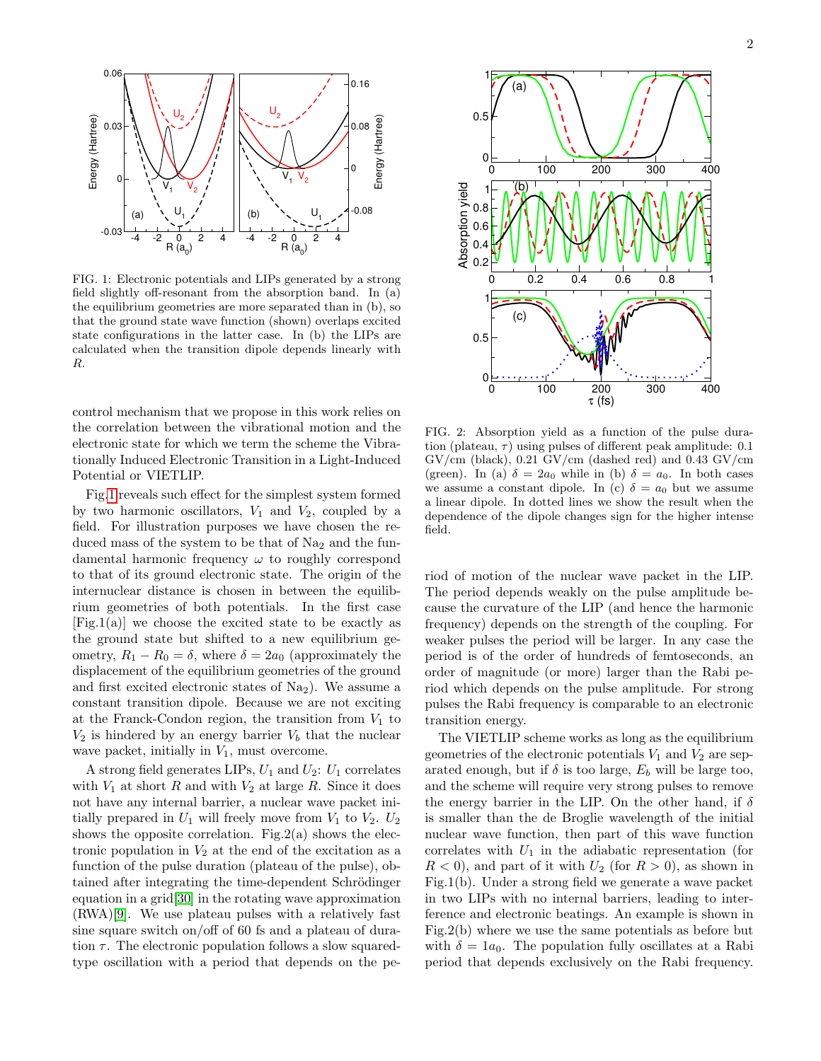FIG. 1: Electronic potentials and LIPs generated by a strong field slightly off-resonant from the absorption band. In (a) the equilibrium geometries are more separated than in (b), so that the ground state wave function (shown) overlaps excited state configurations in the latter case. In (b) the LIPs are calculated when the transition dipole depends linearly with $R$.

control mechanism that we propose in this work relies on the correlation between the vibrational motion and the electronic state for which we term the scheme the Vibrationally Induced Electronic Transition in a Light-Induced Potential or VIETLIP.

Fig.1 reveals such effect for the simplest system formed by two harmonic oscillators, $V_1$ and $V_2$, coupled by a field. For illustration purposes we have chosen the reduced mass of the system to be that of $Na_2$ and the fundamental harmonic frequency $\omega$ to roughly correspond to that of its ground electronic state. The origin of the internuclear distance is chosen in between the equilibrium geometries of both potentials. In the first case [Fig.1(a)] we choose the excited state to be exactly as the ground state but shifted to a new equilibrium geometry, $R_1 - R_0 = \delta$, where $\delta = 2a_0$ (approximately the displacement of the equilibrium geometries of the ground and first excited electronic states of $Na_2$). We assume a constant transition dipole. Because we are not exciting at the Franck-Condon region, the transition from $V_1$ to $V_2$ is hindered by an energy barrier $V_b$ that the nuclear wave packet, initially in $V_1$, must overcome.

A strong field generates LIPs, $U_1$ and $U_2$: $U_1$ correlates with $V_1$ at short $R$ and with $V_2$ at large $R$. Since it does not have any internal barrier, a nuclear wave packet initially prepared in $U_1$ will freely move from $V_1$ to $V_2$. $U_2$ shows the opposite correlation. Fig.2(a) shows the electronic population in $V_2$ at the end of the excitation as a function of the pulse duration (plateau of the pulse), obtained after integrating the time-dependent Schrödinger equation in a grid[30] in the rotating wave approximation (RWA)[9]. We use plateau pulses with a relatively fast sine square switch on/off of 60 fs and a plateau of duration $\tau$. The electronic population follows a slow squared-type oscillation with a period that depends on the period of motion of the nuclear wave packet in the LIP. The period depends weakly on the pulse amplitude because the curvature of the LIP (and hence the harmonic frequency) depends on the strength of the coupling. For weaker pulses the period will be larger. In any case the period is of the order of hundreds of femtoseconds, an order of magnitude (or more) larger than the Rabi period which depends on the pulse amplitude. For strong pulses the Rabi frequency is comparable to an electronic transition energy.

FIG. 2: Absorption yield as a function of the pulse duration (plateau, $\tau$) using pulses of different peak amplitude: 0.1 GV/cm (black), 0.21 GV/cm (dashed red) and 0.43 GV/cm (green). In (a) $\delta = 2a_0$ while in (b) $\delta = a_0$. In both cases we assume a constant dipole. In (c) $\delta = a_0$ but we assume a linear dipole. In dotted lines we show the result when the dependence of the dipole changes sign for the higher intense field.

The VIETLIP scheme works as long as the equilibrium geometries of the electronic potentials $V_1$ and $V_2$ are separated enough, but if $\delta$ is too large, $E_b$ will be large too, and the scheme will require very strong pulses to remove the energy barrier in the LIP. On the other hand, if $\delta$ is smaller than the de Broglie wavelength of the initial nuclear wave function, then part of this wave function correlates with $U_1$ in the adiabatic representation (for $R < 0$), and part of it with $U_2$ (for $R > 0$), as shown in Fig.1(b). Under a strong field we generate a wave packet in two LIPs with no internal barriers, leading to interference and electronic beatings. An example is shown in Fig.2(b) where we use the same potentials as before but with $\delta = 1a_0$. The population fully oscillates at a Rabi period that depends exclusively on the Rabi frequency.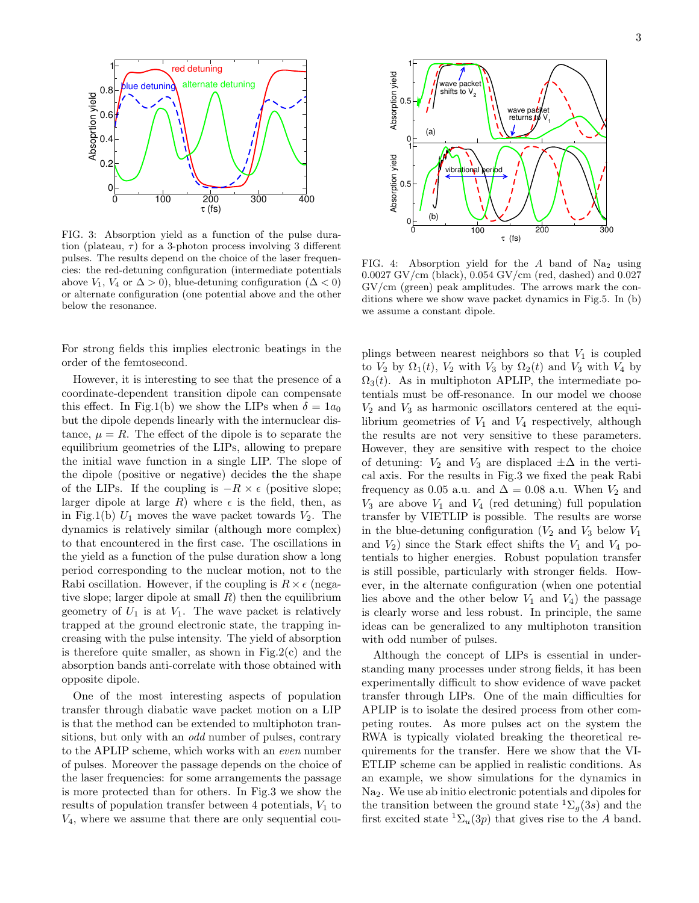FIG. 3: Absorption yield as a function of the pulse duration (plateau, $\tau$) for a 3-photon process involving 3 different pulses. The results depend on the choice of the laser frequencies: the red-detuning configuration (intermediate potentials above $V_1$, $V_4$ or $\Delta > 0$), blue-detuning configuration ($\Delta < 0$) or alternate configuration (one potential above and the other below the resonance.

FIG. 4: Absorption yield for the $A$ band of $Na_2$ using 0.0027 GV/cm (black), 0.054 GV/cm (red, dashed) and 0.027 GV/cm (green) peak amplitudes. The arrows mark the conditions where we show wave packet dynamics in Fig.5. In (b) we assume a constant dipole.

For strong fields this implies electronic beatings in the order of the femtosecond.

However, it is interesting to see that the presence of a coordinate-dependent transition dipole can compensate this effect. In Fig.1(b) we show the LIPs when $\delta = 1a_0$ but the dipole depends linearly with the internuclear distance, $\mu = R$. The effect of the dipole is to separate the equilibrium geometries of the LIPs, allowing to prepare the initial wave function in a single LIP. The slope of the dipole (positive or negative) decides the the shape of the LIPs. If the coupling is $-R \times \epsilon$ (positive slope; larger dipole at large $R$) where $\epsilon$ is the field, then, as in Fig.1(b) $U_1$ moves the wave packet towards $V_2$. The dynamics is relatively similar (although more complex) to that encountered in the first case. The oscillations in the yield as a function of the pulse duration show a long period corresponding to the nuclear motion, not to the Rabi oscillation. However, if the coupling is $R \times \epsilon$ (negative slope; larger dipole at small $R$) then the equilibrium geometry of $U_1$ is at $V_1$. The wave packet is relatively trapped at the ground electronic state, the trapping increasing with the pulse intensity. The yield of absorption is therefore quite smaller, as shown in Fig.2(c) and the absorption bands anti-correlate with those obtained with opposite dipole.

One of the most interesting aspects of population transfer through diabatic wave packet motion on a LIP is that the method can be extended to multiphoton transitions, but only with an *odd* number of pulses, contrary to the APLIP scheme, which works with an *even* number of pulses. Moreover the passage depends on the choice of the laser frequencies: for some arrangements the passage is more protected than for others. In Fig.3 we show the results of population transfer between 4 potentials, $V_1$ to $V_4$, where we assume that there are only sequential couplings between nearest neighbors so that $V_1$ is coupled to $V_2$ by $\Omega_1(t)$, $V_2$ with $V_3$ by $\Omega_2(t)$ and $V_3$ with $V_4$ by $\Omega_3(t)$. As in multiphoton APLIP, the intermediate potentials must be off-resonance. In our model we choose $V_2$ and $V_3$ as harmonic oscillators centered at the equilibrium geometries of $V_1$ and $V_4$ respectively, although the results are not very sensitive to these parameters. However, they are sensitive with respect to the choice of detuning: $V_2$ and $V_3$ are displaced $\pm\Delta$ in the vertical axis. For the results in Fig.3 we fixed the peak Rabi frequency as 0.05 a.u. and $\Delta = 0.08$ a.u. When $V_2$ and $V_3$ are above $V_1$ and $V_4$ (red detuning) full population transfer by VIETLIP is possible. The results are worse in the blue-detuning configuration ($V_2$ and $V_3$ below $V_1$ and $V_2$) since the Stark effect shifts the $V_1$ and $V_4$ potentials to higher energies. Robust population transfer is still possible, particularly with stronger fields. However, in the alternate configuration (when one potential lies above and the other below $V_1$ and $V_4$) the passage is clearly worse and less robust. In principle, the same ideas can be generalized to any multiphoton transition with odd number of pulses.

Although the concept of LIPs is essential in understanding many processes under strong fields, it has been experimentally difficult to show evidence of wave packet transfer through LIPs. One of the main difficulties for APLIP is to isolate the desired process from other competing routes. As more pulses act on the system the RWA is typically violated breaking the theoretical requirements for the transfer. Here we show that the VIETLIP scheme can be applied in realistic conditions. As an example, we show simulations for the dynamics in $Na_2$. We use ab initio electronic potentials and dipoles for the transition between the ground state $^1\Sigma_g(3s)$ and the first excited state $^1\Sigma_u(3p)$ that gives rise to the $A$ band.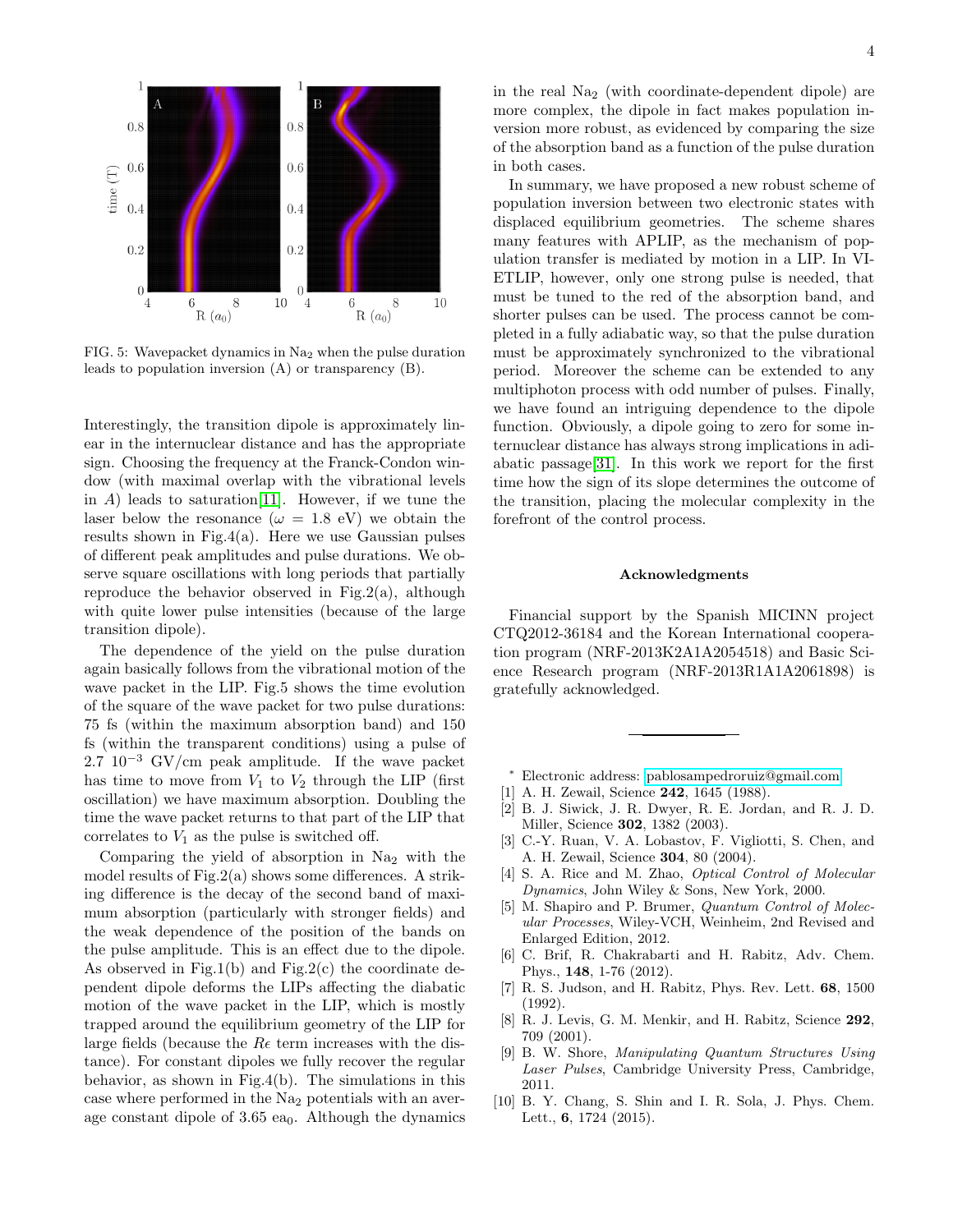FIG. 5: Wavepacket dynamics in $Na_2$ when the pulse duration leads to population inversion (A) or transparency (B).

Interestingly, the transition dipole is approximately linear in the internuclear distance and has the appropriate sign. Choosing the frequency at the Franck-Condon window (with maximal overlap with the vibrational levels in $A$) leads to saturation[11]. However, if we tune the laser below the resonance ($\omega = 1.8$ eV) we obtain the results shown in Fig.4(a). Here we use Gaussian pulses of different peak amplitudes and pulse durations. We observe square oscillations with long periods that partially reproduce the behavior observed in Fig.2(a), although with quite lower pulse intensities (because of the large transition dipole).

The dependence of the yield on the pulse duration again basically follows from the vibrational motion of the wave packet in the LIP. Fig.5 shows the time evolution of the square of the wave packet for two pulse durations: 75 fs (within the maximum absorption band) and 150 fs (within the transparent conditions) using a pulse of $2.7\ 10^{-3}$ GV/cm peak amplitude. If the wave packet has time to move from $V_1$ to $V_2$ through the LIP (first oscillation) we have maximum absorption. Doubling the time the wave packet returns to that part of the LIP that correlates to $V_1$ as the pulse is switched off.

Comparing the yield of absorption in $Na_2$ with the model results of Fig.2(a) shows some differences. A striking difference is the decay of the second band of maximum absorption (particularly with stronger fields) and the weak dependence of the position of the bands on the pulse amplitude. This is an effect due to the dipole. As observed in Fig.1(b) and Fig.2(c) the coordinate dependent dipole deforms the LIPs affecting the diabatic motion of the wave packet in the LIP, which is mostly trapped around the equilibrium geometry of the LIP for large fields (because the $R\epsilon$ term increases with the distance). For constant dipoles we fully recover the regular behavior, as shown in Fig.4(b). The simulations in this case where performed in the $Na_2$ potentials with an average constant dipole of 3.65 $ea_0$. Although the dynamics in the real $Na_2$ (with coordinate-dependent dipole) are more complex, the dipole in fact makes population inversion more robust, as evidenced by comparing the size of the absorption band as a function of the pulse duration in both cases.

In summary, we have proposed a new robust scheme of population inversion between two electronic states with displaced equilibrium geometries. The scheme shares many features with APLIP, as the mechanism of population transfer is mediated by motion in a LIP. In VI-ETLIP, however, only one strong pulse is needed, that must be tuned to the red of the absorption band, and shorter pulses can be used. The process cannot be completed in a fully adiabatic way, so that the pulse duration must be approximately synchronized to the vibrational period. Moreover the scheme can be extended to any multiphoton process with odd number of pulses. Finally, we have found an intriguing dependence to the dipole function. Obviously, a dipole going to zero for some internuclear distance has always strong implications in adiabatic passage[31]. In this work we report for the first time how the sign of its slope determines the outcome of the transition, placing the molecular complexity in the forefront of the control process.

## Acknowledgments

Financial support by the Spanish MICINN project CTQ2012-36184 and the Korean International cooperation program (NRF-2013K2A1A2054518) and Basic Science Research program (NRF-2013R1A1A2061898) is gratefully acknowledged.

---

* Electronic address: pablosampedroruiz@gmail.com

[1] A. H. Zewail, Science **242**, 1645 (1988).

[2] B. J. Siwick, J. R. Dwyer, R. E. Jordan, and R. J. D. Miller, Science **302**, 1382 (2003).

[3] C.-Y. Ruan, V. A. Lobastov, F. Vigliotti, S. Chen, and A. H. Zewail, Science **304**, 80 (2004).

[4] S. A. Rice and M. Zhao, *Optical Control of Molecular Dynamics*, John Wiley & Sons, New York, 2000.

[5] M. Shapiro and P. Brumer, *Quantum Control of Molecular Processes*, Wiley-VCH, Weinheim, 2nd Revised and Enlarged Edition, 2012.

[6] C. Brif, R. Chakrabarti and H. Rabitz, Adv. Chem. Phys., **148**, 1-76 (2012).

[7] R. S. Judson, and H. Rabitz, Phys. Rev. Lett. **68**, 1500 (1992).

[8] R. J. Levis, G. M. Menkir, and H. Rabitz, Science **292**, 709 (2001).

[9] B. W. Shore, *Manipulating Quantum Structures Using Laser Pulses*, Cambridge University Press, Cambridge, 2011.

[10] B. Y. Chang, S. Shin and I. R. Sola, J. Phys. Chem. Lett., **6**, 1724 (2015).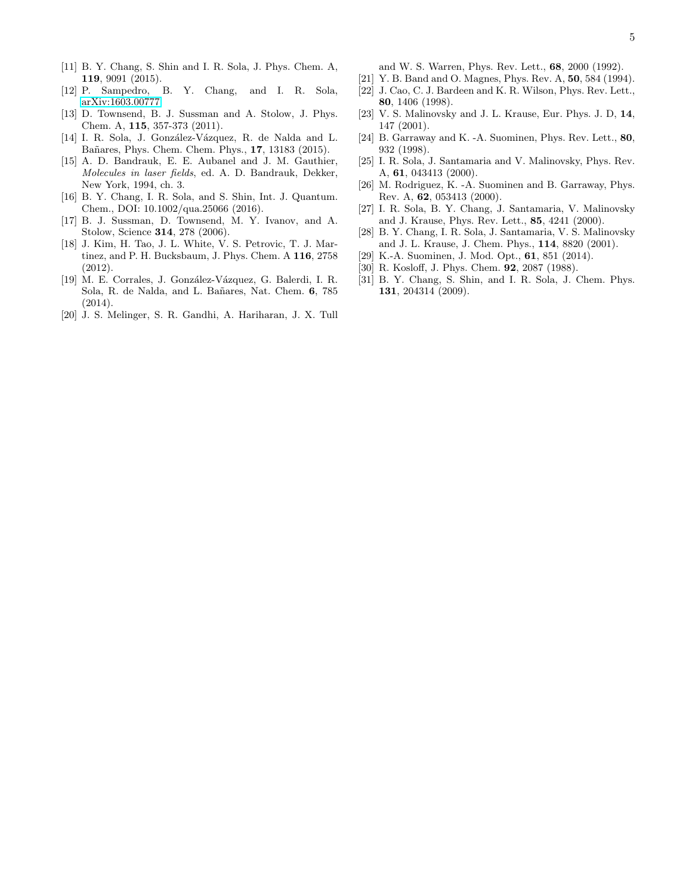[11] B. Y. Chang, S. Shin and I. R. Sola, J. Phys. Chem. A, **119**, 9091 (2015).

[12] P. Sampedro, B. Y. Chang, and I. R. Sola, arXiv:1603.00777

[13] D. Townsend, B. J. Sussman and A. Stolow, J. Phys. Chem. A, **115**, 357-373 (2011).

[14] I. R. Sola, J. González-Vázquez, R. de Nalda and L. Bañares, Phys. Chem. Chem. Phys., **17**, 13183 (2015).

[15] A. D. Bandrauk, E. E. Aubanel and J. M. Gauthier, *Molecules in laser fields*, ed. A. D. Bandrauk, Dekker, New York, 1994, ch. 3.

[16] B. Y. Chang, I. R. Sola, and S. Shin, Int. J. Quantum. Chem., DOI: 10.1002/qua.25066 (2016).

[17] B. J. Sussman, D. Townsend, M. Y. Ivanov, and A. Stolow, Science **314**, 278 (2006).

[18] J. Kim, H. Tao, J. L. White, V. S. Petrovic, T. J. Martinez, and P. H. Bucksbaum, J. Phys. Chem. A **116**, 2758 (2012).

[19] M. E. Corrales, J. González-Vázquez, G. Balerdi, I. R. Sola, R. de Nalda, and L. Bañares, Nat. Chem. **6**, 785 (2014).

[20] J. S. Melinger, S. R. Gandhi, A. Hariharan, J. X. Tull and W. S. Warren, Phys. Rev. Lett., **68**, 2000 (1992).

[21] Y. B. Band and O. Magnes, Phys. Rev. A, **50**, 584 (1994).

[22] J. Cao, C. J. Bardeen and K. R. Wilson, Phys. Rev. Lett., **80**, 1406 (1998).

[23] V. S. Malinovsky and J. L. Krause, Eur. Phys. J. D, **14**, 147 (2001).

[24] B. Garraway and K. -A. Suominen, Phys. Rev. Lett., **80**, 932 (1998).

[25] I. R. Sola, J. Santamaria and V. Malinovsky, Phys. Rev. A, **61**, 043413 (2000).

[26] M. Rodriguez, K. -A. Suominen and B. Garraway, Phys. Rev. A, **62**, 053413 (2000).

[27] I. R. Sola, B. Y. Chang, J. Santamaria, V. Malinovsky and J. Krause, Phys. Rev. Lett., **85**, 4241 (2000).

[28] B. Y. Chang, I. R. Sola, J. Santamaria, V. S. Malinovsky and J. L. Krause, J. Chem. Phys., **114**, 8820 (2001).

[29] K.-A. Suominen, J. Mod. Opt., **61**, 851 (2014).

[30] R. Kosloff, J. Phys. Chem. **92**, 2087 (1988).

[31] B. Y. Chang, S. Shin, and I. R. Sola, J. Chem. Phys. **131**, 204314 (2009).